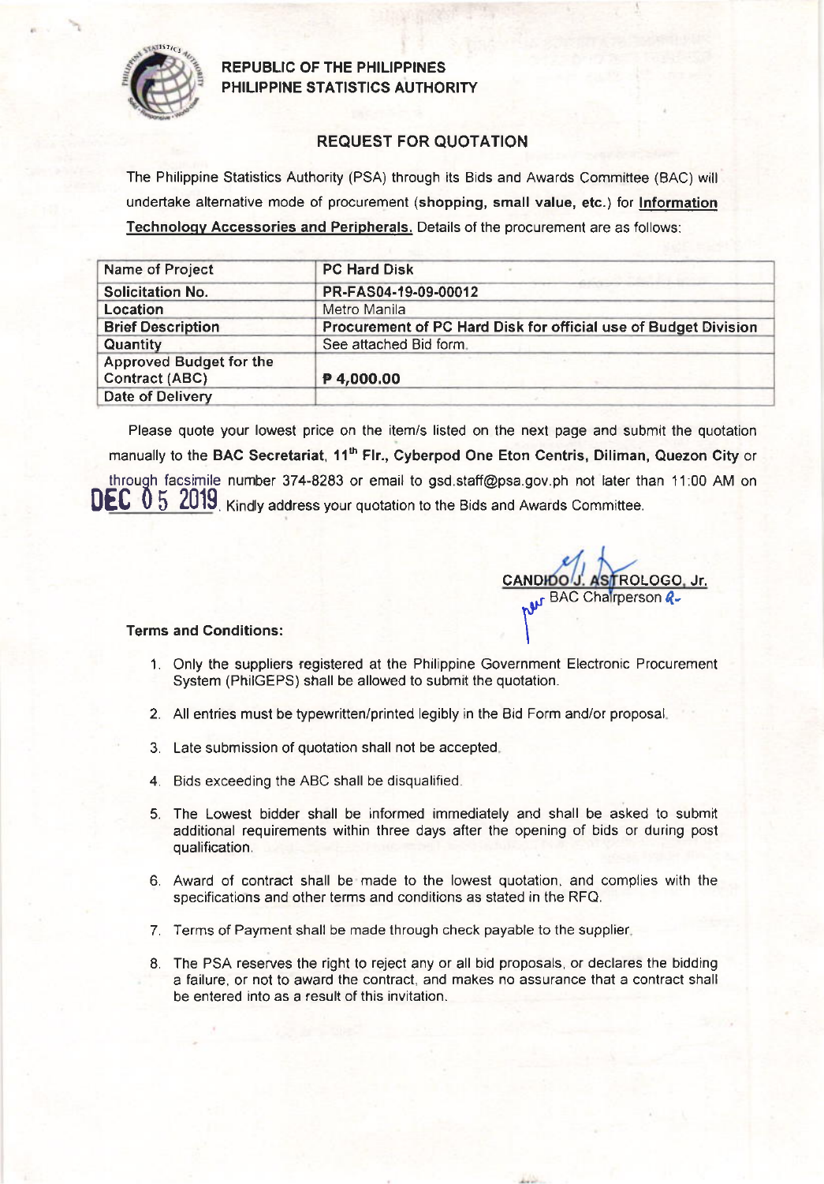**REPUBLIC OF THE PHILIPPINES**
**PHILIPPINE STATISTICS AUTHORITY**

## REQUEST FOR QUOTATION

The Philippine Statistics Authority (PSA) through its Bids and Awards Committee (BAC) will undertake alternative mode of procurement (**shopping, small value, etc.**) for **Information Technology Accessories and Peripherals.** Details of the procurement are as follows:

| Name of Project | PC Hard Disk |
|---|---|
| **Solicitation No.** | PR-FAS04-19-09-00012 |
| Location | Metro Manila |
| **Brief Description** | **Procurement of PC Hard Disk for official use of Budget Division** |
| Quantity | See attached Bid form. |
| Approved Budget for the Contract (ABC) | **₱ 4,000.00** |
| Date of Delivery | |

Please quote your lowest price on the item/s listed on the next page and submit the quotation manually to the **BAC Secretariat, 11th Flr., Cyberpod One Eton Centris, Diliman, Quezon City** or through facsimile number 374-8283 or email to gsd.staff@psa.gov.ph not later than 11:00 AM on DEC 05 2019. Kindly address your quotation to the Bids and Awards Committee.

CANDIDO J. ASTROLOGO, Jr.
BAC Chairperson

**Terms and Conditions:**

1. Only the suppliers registered at the Philippine Government Electronic Procurement System (PhilGEPS) shall be allowed to submit the quotation.
2. All entries must be typewritten/printed legibly in the Bid Form and/or proposal.
3. Late submission of quotation shall not be accepted.
4. Bids exceeding the ABC shall be disqualified.
5. The Lowest bidder shall be informed immediately and shall be asked to submit additional requirements within three days after the opening of bids or during post qualification.
6. Award of contract shall be made to the lowest quotation, and complies with the specifications and other terms and conditions as stated in the RFQ.
7. Terms of Payment shall be made through check payable to the supplier.
8. The PSA reserves the right to reject any or all bid proposals, or declares the bidding a failure, or not to award the contract, and makes no assurance that a contract shall be entered into as a result of this invitation.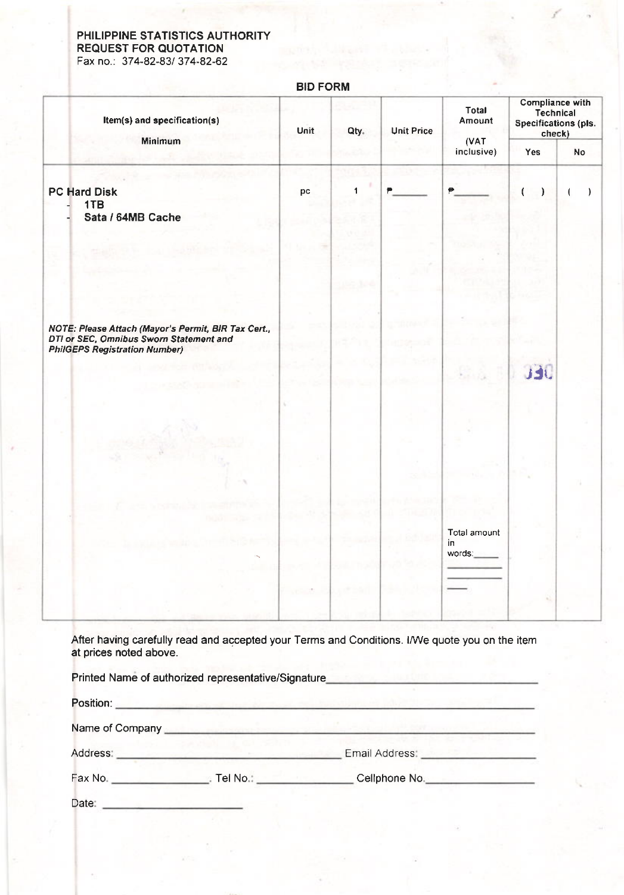**PHILIPPINE STATISTICS AUTHORITY**
**REQUEST FOR QUOTATION**
Fax no.: 374-82-83/ 374-82-62

## BID FORM

| Item(s) and specification(s) Minimum | Unit | Qty. | Unit Price | Total Amount (VAT inclusive) | Compliance with Technical Specifications (pls. check) | |
|---|---|---|---|---|---|---|
| | | | | | Yes | No |
| **PC Hard Disk**<br>- **1TB**<br>- **Sata / 64MB Cache** | pc | 1 | ₱______ | ₱______ | ( ) | ( ) |
| ***NOTE: Please Attach (Mayor's Permit, BIR Tax Cert., DTI or SEC, Omnibus Sworn Statement and PhilGEPS Registration Number)*** | | | | | | |
| | | | | Total amount in words:______ | | |

After having carefully read and accepted your Terms and Conditions. I/We quote you on the item at prices noted above.

Printed Name of authorized representative/Signature________________________________

Position: ________________________________

Name of Company ________________________________

Address: ________________________________ Email Address: ________________

Fax No. ______________. Tel No.: ______________ Cellphone No.________________

Date: ________________